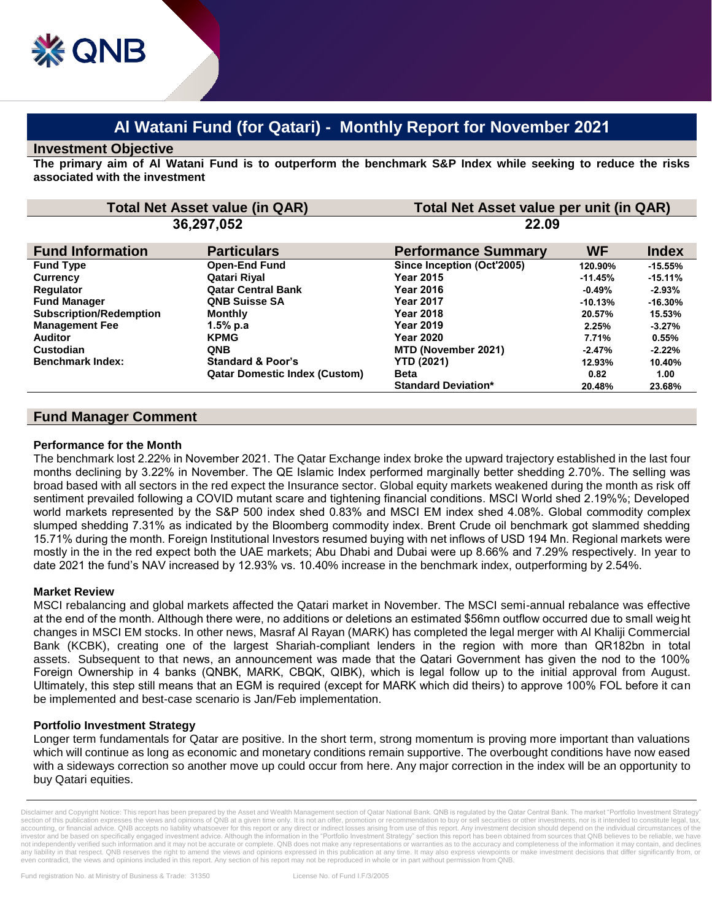# Al Watani Fund (for Qatari) - Monthly Report for November 2021

## Investment Objective

**The primary aim of Al Watani Fund is to outperform the benchmark S&P Index while seeking to reduce the risks associated with the investment**

| Total Net Asset value (in QAR) | Total Net Asset value per unit (in QAR) |
|---|---|
| 36,297,052 | 22.09 |

| Fund Information | Particulars |
|---|---|
| Fund Type | Open-End Fund |
| Currency | Qatari Riyal |
| Regulator | Qatar Central Bank |
| Fund Manager | QNB Suisse SA |
| Subscription/Redemption | Monthly |
| Management Fee | 1.5% p.a |
| Auditor | KPMG |
| Custodian | QNB |
| Benchmark Index: | Standard & Poor's Qatar Domestic Index (Custom) |

| Performance Summary | WF | Index |
|---|---|---|
| Since Inception (Oct'2005) | 120.90% | -15.55% |
| Year 2015 | -11.45% | -15.11% |
| Year 2016 | -0.49% | -2.93% |
| Year 2017 | -10.13% | -16.30% |
| Year 2018 | 20.57% | 15.53% |
| Year 2019 | 2.25% | -3.27% |
| Year 2020 | 7.71% | 0.55% |
| MTD (November 2021) | -2.47% | -2.22% |
| YTD (2021) | 12.93% | 10.40% |
| Beta | 0.82 | 1.00 |
| Standard Deviation* | 20.48% | 23.68% |

## Fund Manager Comment

### Performance for the Month

The benchmark lost 2.22% in November 2021. The Qatar Exchange index broke the upward trajectory established in the last four months declining by 3.22% in November. The QE Islamic Index performed marginally better shedding 2.70%. The selling was broad based with all sectors in the red expect the Insurance sector. Global equity markets weakened during the month as risk off sentiment prevailed following a COVID mutant scare and tightening financial conditions. MSCI World shed 2.19%%; Developed world markets represented by the S&P 500 index shed 0.83% and MSCI EM index shed 4.08%. Global commodity complex slumped shedding 7.31% as indicated by the Bloomberg commodity index. Brent Crude oil benchmark got slammed shedding 15.71% during the month. Foreign Institutional Investors resumed buying with net inflows of USD 194 Mn. Regional markets were mostly in the in the red expect both the UAE markets; Abu Dhabi and Dubai were up 8.66% and 7.29% respectively. In year to date 2021 the fund's NAV increased by 12.93% vs. 10.40% increase in the benchmark index, outperforming by 2.54%.

### Market Review

MSCI rebalancing and global markets affected the Qatari market in November. The MSCI semi-annual rebalance was effective at the end of the month. Although there were, no additions or deletions an estimated $56mn outflow occurred due to small weight changes in MSCI EM stocks. In other news, Masraf Al Rayan (MARK) has completed the legal merger with Al Khaliji Commercial Bank (KCBK), creating one of the largest Shariah-compliant lenders in the region with more than QR182bn in total assets. Subsequent to that news, an announcement was made that the Qatari Government has given the nod to the 100% Foreign Ownership in 4 banks (QNBK, MARK, CBQK, QIBK), which is legal follow up to the initial approval from August. Ultimately, this step still means that an EGM is required (except for MARK which did theirs) to approve 100% FOL before it can be implemented and best-case scenario is Jan/Feb implementation.

### Portfolio Investment Strategy

Longer term fundamentals for Qatar are positive. In the short term, strong momentum is proving more important than valuations which will continue as long as economic and monetary conditions remain supportive. The overbought conditions have now eased with a sideways correction so another move up could occur from here. Any major correction in the index will be an opportunity to buy Qatari equities.

Disclaimer and Copyright Notice: This report has been prepared by the Asset and Wealth Management section of Qatar National Bank. QNB is regulated by the Qatar Central Bank. The market "Portfolio Investment Strategy" section of this publication expresses the views and opinions of QNB at a given time only. It is not an offer, promotion or recommendation to buy or sell securities or other investments, nor is it intended to constitute legal, tax, accounting, or financial advice. QNB accepts no liability whatsoever for this report or any direct or indirect losses arising from use of this report. Any investment decision should depend on the individual circumstances of the investor and be based on specifically engaged investment advice. Although the information in the "Portfolio Investment Strategy" section this report has been obtained from sources that QNB believes to be reliable, we have not independently verified such information and it may not be accurate or complete. QNB does not make any representations or warranties as to the accuracy and completeness of the information it may contain, and declines any liability in that respect. QNB reserves the right to amend the views and opinions expressed in this publication at any time. It may also express viewpoints or make investment decisions that differ significantly from, or even contradict, the views and opinions included in this report. Any section of his report may not be reproduced in whole or in part without permission from QNB.

Fund registration No. at Ministry of Business & Trade: 31350 License No. of Fund I.F/3/2005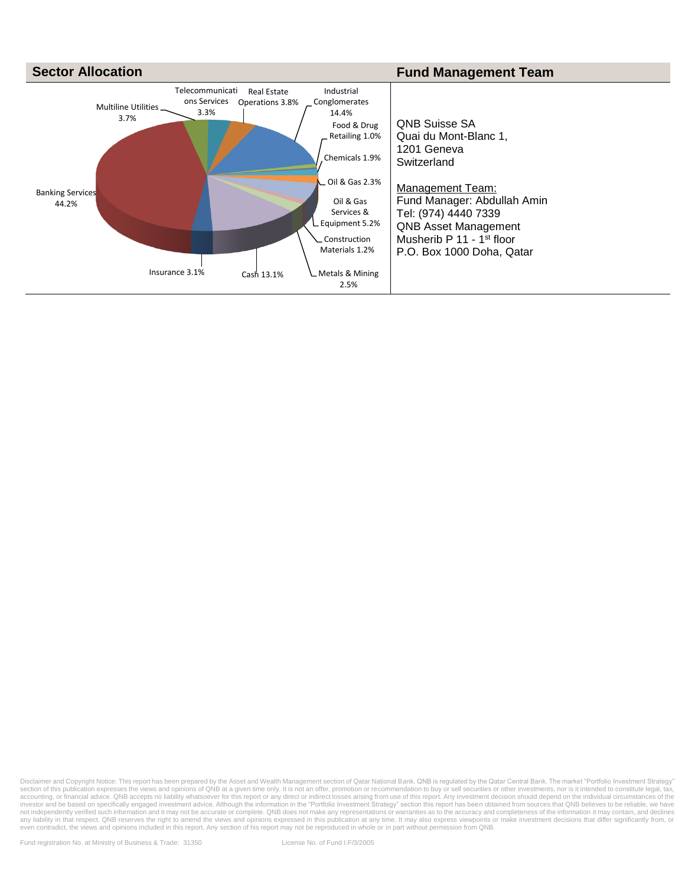## Sector Allocation

Telecommunications Services 3.3%
Real Estate Operations 3.8%
Industrial Conglomerates 14.4%
Multiline Utilities 3.7%
Food & Drug Retailing 1.0%
Chemicals 1.9%
Oil & Gas 2.3%
Banking Services 44.2%
Oil & Gas Services & Equipment 5.2%
Construction Materials 1.2%
Insurance 3.1%
Cash 13.1%
Metals & Mining 2.5%

## Fund Management Team

QNB Suisse SA
Quai du Mont-Blanc 1,
1201 Geneva
Switzerland

Management Team:
Fund Manager: Abdullah Amin
Tel: (974) 4440 7339
QNB Asset Management
Musherib P 11 - 1st floor
P.O. Box 1000 Doha, Qatar

Disclaimer and Copyright Notice: This report has been prepared by the Asset and Wealth Management section of Qatar National Bank. QNB is regulated by the Qatar Central Bank. The market "Portfolio Investment Strategy" section of this publication expresses the views and opinions of QNB at a given time only. It is not an offer, promotion or recommendation to buy or sell securities or other investments, nor is it intended to constitute legal, tax, accounting, or financial advice. QNB accepts no liability whatsoever for this report or any direct or indirect losses arising from use of this report. Any investment decision should depend on the individual circumstances of the investor and be based on specifically engaged investment advice. Although the information in the "Portfolio Investment Strategy" section this report has been obtained from sources that QNB believes to be reliable, we have not independently verified such information and it may not be accurate or complete. QNB does not make any representations or warranties as to the accuracy and completeness of the information it may contain, and declines any liability in that respect. QNB reserves the right to amend the views and opinions expressed in this publication at any time. It may also express viewpoints or make investment decisions that differ significantly from, or even contradict, the views and opinions included in this report. Any section of his report may not be reproduced in whole or in part without permission from QNB.

Fund registration No. at Ministry of Business & Trade: 31350 License No. of Fund I.F/3/2005